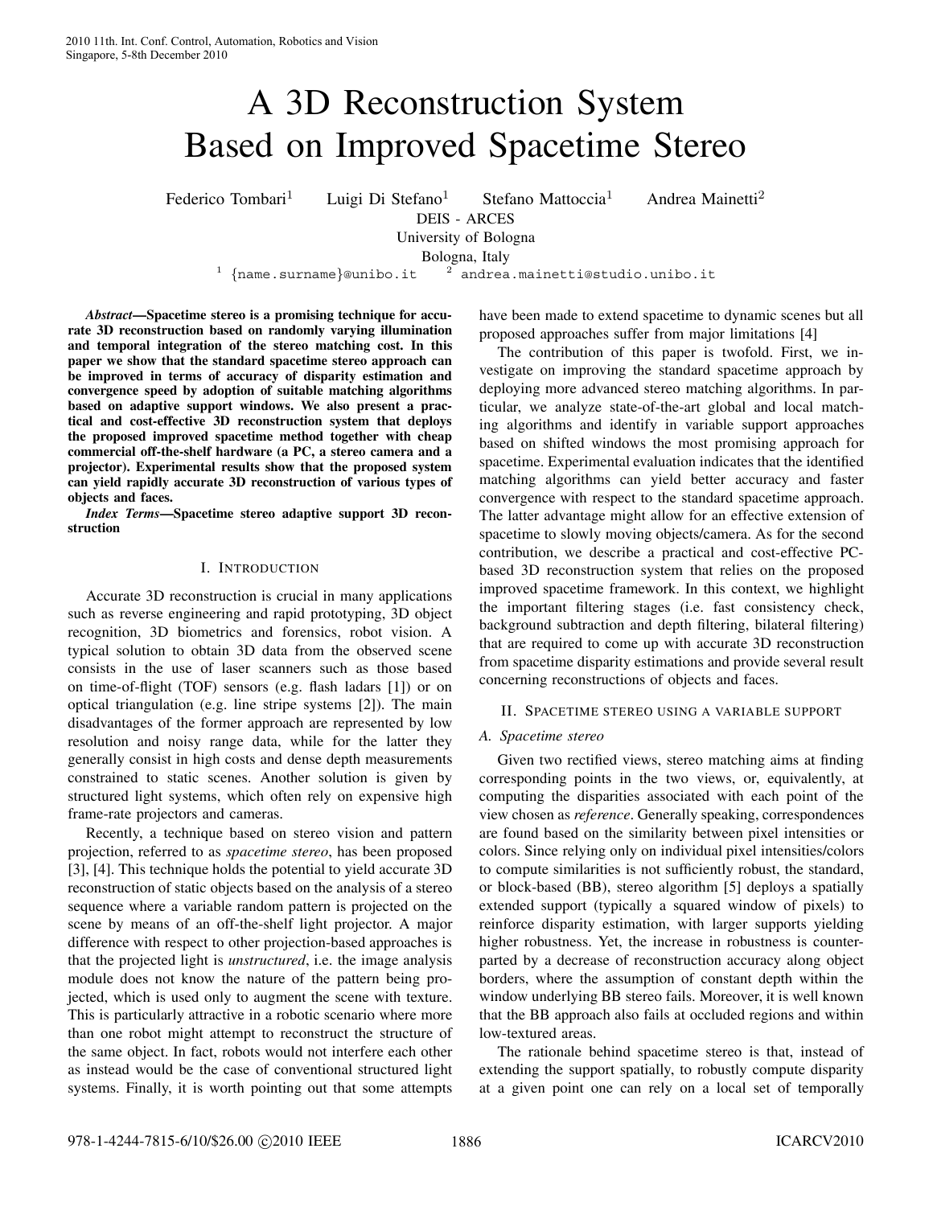# A 3D Reconstruction System Based on Improved Spacetime Stereo

Federico Tombari[1] Luigi Di Stefano[1] Stefano Mattoccia[1] Andrea Mainetti[2]

DEIS - ARCES
University of Bologna
Bologna, Italy

[1] {name.surname}@unibo.it [2] andrea.mainetti@studio.unibo.it

***Abstract*—Spacetime stereo is a promising technique for accurate 3D reconstruction based on randomly varying illumination and temporal integration of the stereo matching cost. In this paper we show that the standard spacetime stereo approach can be improved in terms of accuracy of disparity estimation and convergence speed by adoption of suitable matching algorithms based on adaptive support windows. We also present a practical and cost-effective 3D reconstruction system that deploys the proposed improved spacetime method together with cheap commercial off-the-shelf hardware (a PC, a stereo camera and a projector). Experimental results show that the proposed system can yield rapidly accurate 3D reconstruction of various types of objects and faces.**

***Index Terms*—Spacetime stereo adaptive support 3D reconstruction**

## I. Introduction

Accurate 3D reconstruction is crucial in many applications such as reverse engineering and rapid prototyping, 3D object recognition, 3D biometrics and forensics, robot vision. A typical solution to obtain 3D data from the observed scene consists in the use of laser scanners such as those based on time-of-flight (TOF) sensors (e.g. flash ladars [1]) or on optical triangulation (e.g. line stripe systems [2]). The main disadvantages of the former approach are represented by low resolution and noisy range data, while for the latter they generally consist in high costs and dense depth measurements constrained to static scenes. Another solution is given by structured light systems, which often rely on expensive high frame-rate projectors and cameras.

Recently, a technique based on stereo vision and pattern projection, referred to as *spacetime stereo*, has been proposed [3], [4]. This technique holds the potential to yield accurate 3D reconstruction of static objects based on the analysis of a stereo sequence where a variable random pattern is projected on the scene by means of an off-the-shelf light projector. A major difference with respect to other projection-based approaches is that the projected light is *unstructured*, i.e. the image analysis module does not know the nature of the pattern being projected, which is used only to augment the scene with texture. This is particularly attractive in a robotic scenario where more than one robot might attempt to reconstruct the structure of the same object. In fact, robots would not interfere each other as instead would be the case of conventional structured light systems. Finally, it is worth pointing out that some attempts have been made to extend spacetime to dynamic scenes but all proposed approaches suffer from major limitations [4]

The contribution of this paper is twofold. First, we investigate on improving the standard spacetime approach by deploying more advanced stereo matching algorithms. In particular, we analyze state-of-the-art global and local matching algorithms and identify in variable support approaches based on shifted windows the most promising approach for spacetime. Experimental evaluation indicates that the identified matching algorithms can yield better accuracy and faster convergence with respect to the standard spacetime approach. The latter advantage might allow for an effective extension of spacetime to slowly moving objects/camera. As for the second contribution, we describe a practical and cost-effective PC-based 3D reconstruction system that relies on the proposed improved spacetime framework. In this context, we highlight the important filtering stages (i.e. fast consistency check, background subtraction and depth filtering, bilateral filtering) that are required to come up with accurate 3D reconstruction from spacetime disparity estimations and provide several result concerning reconstructions of objects and faces.

## II. Spacetime stereo using a variable support

### A. Spacetime stereo

Given two rectified views, stereo matching aims at finding corresponding points in the two views, or, equivalently, at computing the disparities associated with each point of the view chosen as *reference*. Generally speaking, correspondences are found based on the similarity between pixel intensities or colors. Since relying only on individual pixel intensities/colors to compute similarities is not sufficiently robust, the standard, or block-based (BB), stereo algorithm [5] deploys a spatially extended support (typically a squared window of pixels) to reinforce disparity estimation, with larger supports yielding higher robustness. Yet, the increase in robustness is counterparted by a decrease of reconstruction accuracy along object borders, where the assumption of constant depth within the window underlying BB stereo fails. Moreover, it is well known that the BB approach also fails at occluded regions and within low-textured areas.

The rationale behind spacetime stereo is that, instead of extending the support spatially, to robustly compute disparity at a given point one can rely on a local set of temporally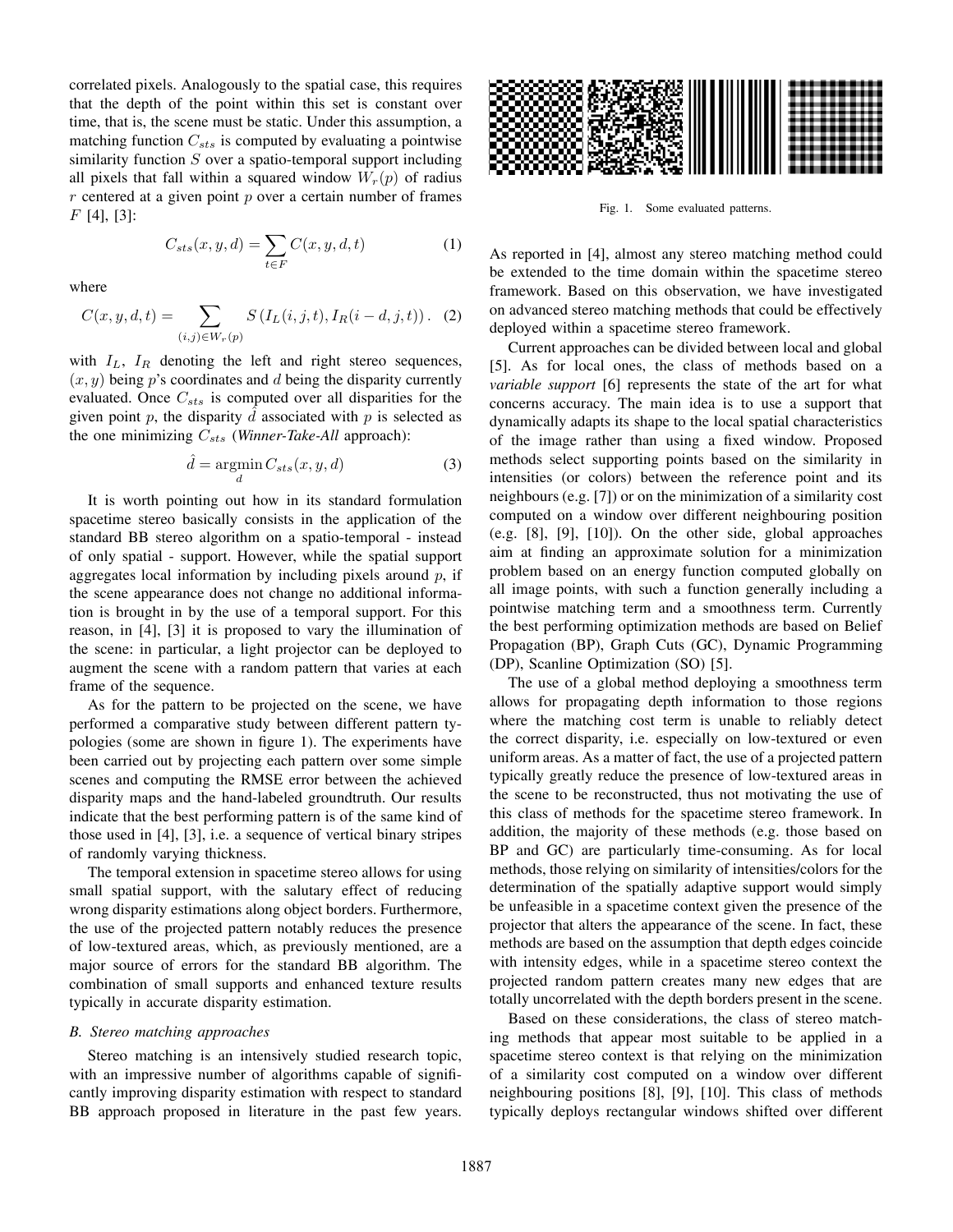correlated pixels. Analogously to the spatial case, this requires that the depth of the point within this set is constant over time, that is, the scene must be static. Under this assumption, a matching function $C_{sts}$ is computed by evaluating a pointwise similarity function $S$ over a spatio-temporal support including all pixels that fall within a squared window $W_r(p)$ of radius $r$ centered at a given point $p$ over a certain number of frames $F$ [4], [3]:

$$C_{sts}(x, y, d) = \sum_{t \in F} C(x, y, d, t) \tag{1}$$

where

$$C(x, y, d, t) = \sum_{(i,j) \in W_r(p)} S\left(I_L(i, j, t), I_R(i - d, j, t)\right). \tag{2}$$

with $I_L$, $I_R$ denoting the left and right stereo sequences, $(x, y)$ being $p$'s coordinates and $d$ being the disparity currently evaluated. Once $C_{sts}$ is computed over all disparities for the given point $p$, the disparity $\hat{d}$ associated with $p$ is selected as the one minimizing $C_{sts}$ (*Winner-Take-All* approach):

$$\hat{d} = \operatorname*{argmin}_{d} C_{sts}(x, y, d) \tag{3}$$

It is worth pointing out how in its standard formulation spacetime stereo basically consists in the application of the standard BB stereo algorithm on a spatio-temporal - instead of only spatial - support. However, while the spatial support aggregates local information by including pixels around $p$, if the scene appearance does not change no additional information is brought in by the use of a temporal support. For this reason, in [4], [3] it is proposed to vary the illumination of the scene: in particular, a light projector can be deployed to augment the scene with a random pattern that varies at each frame of the sequence.

As for the pattern to be projected on the scene, we have performed a comparative study between different pattern typologies (some are shown in figure 1). The experiments have been carried out by projecting each pattern over some simple scenes and computing the RMSE error between the achieved disparity maps and the hand-labeled groundtruth. Our results indicate that the best performing pattern is of the same kind of those used in [4], [3], i.e. a sequence of vertical binary stripes of randomly varying thickness.

The temporal extension in spacetime stereo allows for using small spatial support, with the salutary effect of reducing wrong disparity estimations along object borders. Furthermore, the use of the projected pattern notably reduces the presence of low-textured areas, which, as previously mentioned, are a major source of errors for the standard BB algorithm. The combination of small supports and enhanced texture results typically in accurate disparity estimation.

### B. Stereo matching approaches

Stereo matching is an intensively studied research topic, with an impressive number of algorithms capable of significantly improving disparity estimation with respect to standard BB approach proposed in literature in the past few years.

Fig. 1. Some evaluated patterns.

As reported in [4], almost any stereo matching method could be extended to the time domain within the spacetime stereo framework. Based on this observation, we have investigated on advanced stereo matching methods that could be effectively deployed within a spacetime stereo framework.

Current approaches can be divided between local and global [5]. As for local ones, the class of methods based on a *variable support* [6] represents the state of the art for what concerns accuracy. The main idea is to use a support that dynamically adapts its shape to the local spatial characteristics of the image rather than using a fixed window. Proposed methods select supporting points based on the similarity in intensities (or colors) between the reference point and its neighbours (e.g. [7]) or on the minimization of a similarity cost computed on a window over different neighbouring position (e.g. [8], [9], [10]). On the other side, global approaches aim at finding an approximate solution for a minimization problem based on an energy function computed globally on all image points, with such a function generally including a pointwise matching term and a smoothness term. Currently the best performing optimization methods are based on Belief Propagation (BP), Graph Cuts (GC), Dynamic Programming (DP), Scanline Optimization (SO) [5].

The use of a global method deploying a smoothness term allows for propagating depth information to those regions where the matching cost term is unable to reliably detect the correct disparity, i.e. especially on low-textured or even uniform areas. As a matter of fact, the use of a projected pattern typically greatly reduce the presence of low-textured areas in the scene to be reconstructed, thus not motivating the use of this class of methods for the spacetime stereo framework. In addition, the majority of these methods (e.g. those based on BP and GC) are particularly time-consuming. As for local methods, those relying on similarity of intensities/colors for the determination of the spatially adaptive support would simply be unfeasible in a spacetime context given the presence of the projector that alters the appearance of the scene. In fact, these methods are based on the assumption that depth edges coincide with intensity edges, while in a spacetime stereo context the projected random pattern creates many new edges that are totally uncorrelated with the depth borders present in the scene.

Based on these considerations, the class of stereo matching methods that appear most suitable to be applied in a spacetime stereo context is that relying on the minimization of a similarity cost computed on a window over different neighbouring positions [8], [9], [10]. This class of methods typically deploys rectangular windows shifted over different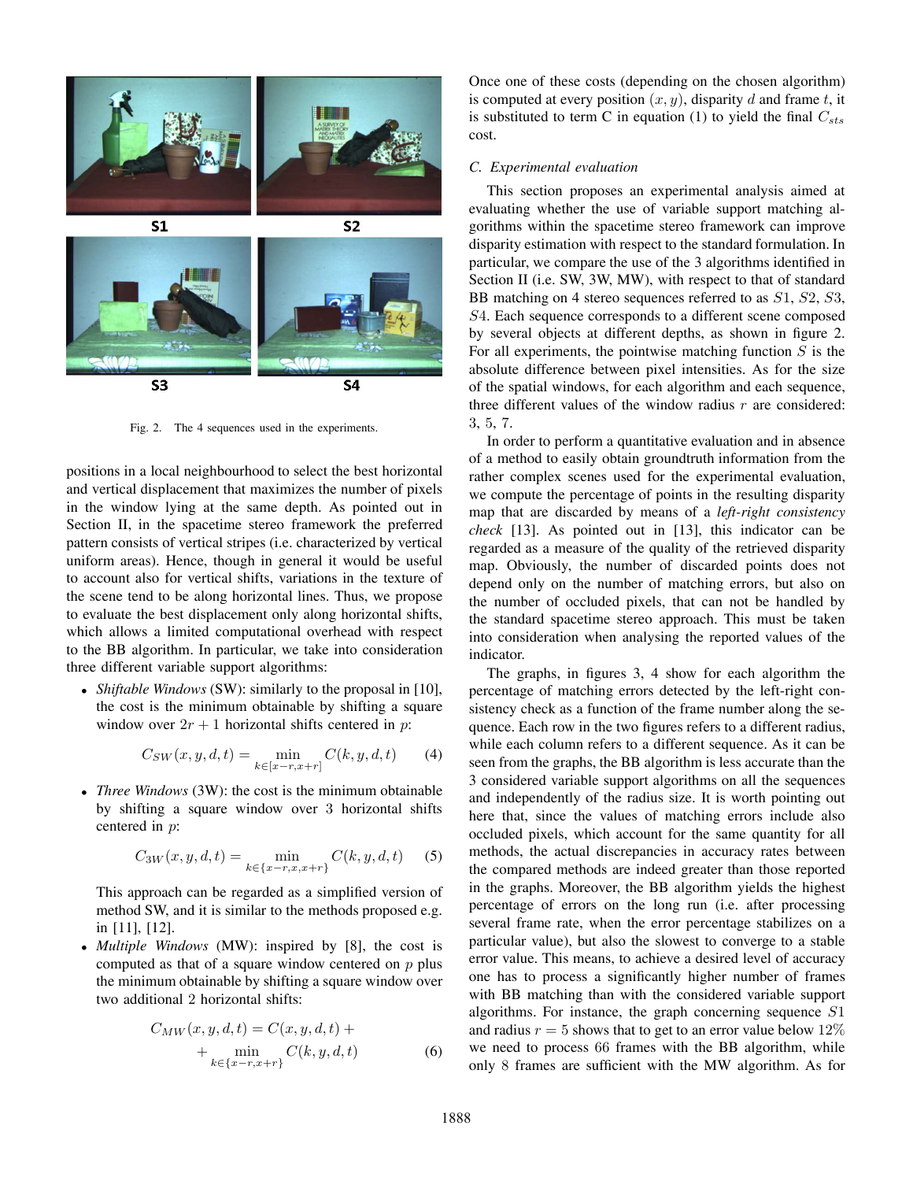S1

S2

S3

S4

Fig. 2. The 4 sequences used in the experiments.

positions in a local neighbourhood to select the best horizontal and vertical displacement that maximizes the number of pixels in the window lying at the same depth. As pointed out in Section II, in the spacetime stereo framework the preferred pattern consists of vertical stripes (i.e. characterized by vertical uniform areas). Hence, though in general it would be useful to account also for vertical shifts, variations in the texture of the scene tend to be along horizontal lines. Thus, we propose to evaluate the best displacement only along horizontal shifts, which allows a limited computational overhead with respect to the BB algorithm. In particular, we take into consideration three different variable support algorithms:

- *Shiftable Windows* (SW): similarly to the proposal in [10], the cost is the minimum obtainable by shifting a square window over $2r+1$ horizontal shifts centered in $p$:

$$C_{SW}(x, y, d, t) = \min_{k \in [x-r, x+r]} C(k, y, d, t) \quad (4)$$

- *Three Windows* (3W): the cost is the minimum obtainable by shifting a square window over 3 horizontal shifts centered in $p$:

$$C_{3W}(x, y, d, t) = \min_{k \in \{x-r, x, x+r\}} C(k, y, d, t) \quad (5)$$

  This approach can be regarded as a simplified version of method SW, and it is similar to the methods proposed e.g. in [11], [12].

- *Multiple Windows* (MW): inspired by [8], the cost is computed as that of a square window centered on $p$ plus the minimum obtainable by shifting a square window over two additional 2 horizontal shifts:

$$C_{MW}(x, y, d, t) = C(x, y, d, t) + \\ + \min_{k \in \{x-r, x+r\}} C(k, y, d, t) \quad (6)$$

Once one of these costs (depending on the chosen algorithm) is computed at every position $(x, y)$, disparity $d$ and frame $t$, it is substituted to term C in equation (1) to yield the final $C_{sts}$ cost.

### C. Experimental evaluation

This section proposes an experimental analysis aimed at evaluating whether the use of variable support matching algorithms within the spacetime stereo framework can improve disparity estimation with respect to the standard formulation. In particular, we compare the use of the 3 algorithms identified in Section II (i.e. SW, 3W, MW), with respect to that of standard BB matching on 4 stereo sequences referred to as $S1$, $S2$, $S3$, $S4$. Each sequence corresponds to a different scene composed by several objects at different depths, as shown in figure 2. For all experiments, the pointwise matching function $S$ is the absolute difference between pixel intensities. As for the size of the spatial windows, for each algorithm and each sequence, three different values of the window radius $r$ are considered: 3, 5, 7.

In order to perform a quantitative evaluation and in absence of a method to easily obtain groundtruth information from the rather complex scenes used for the experimental evaluation, we compute the percentage of points in the resulting disparity map that are discarded by means of a *left-right consistency check* [13]. As pointed out in [13], this indicator can be regarded as a measure of the quality of the retrieved disparity map. Obviously, the number of discarded points does not depend only on the number of matching errors, but also on the number of occluded pixels, that can not be handled by the standard spacetime stereo approach. This must be taken into consideration when analysing the reported values of the indicator.

The graphs, in figures 3, 4 show for each algorithm the percentage of matching errors detected by the left-right consistency check as a function of the frame number along the sequence. Each row in the two figures refers to a different radius, while each column refers to a different sequence. As it can be seen from the graphs, the BB algorithm is less accurate than the 3 considered variable support algorithms on all the sequences and independently of the radius size. It is worth pointing out here that, since the values of matching errors include also occluded pixels, which account for the same quantity for all methods, the actual discrepancies in accuracy rates between the compared methods are indeed greater than those reported in the graphs. Moreover, the BB algorithm yields the highest percentage of errors on the long run (i.e. after processing several frame rate, when the error percentage stabilizes on a particular value), but also the slowest to converge to a stable error value. This means, to achieve a desired level of accuracy one has to process a significantly higher number of frames with BB matching than with the considered variable support algorithms. For instance, the graph concerning sequence $S1$ and radius $r = 5$ shows that to get to an error value below 12% we need to process 66 frames with the BB algorithm, while only 8 frames are sufficient with the MW algorithm. As for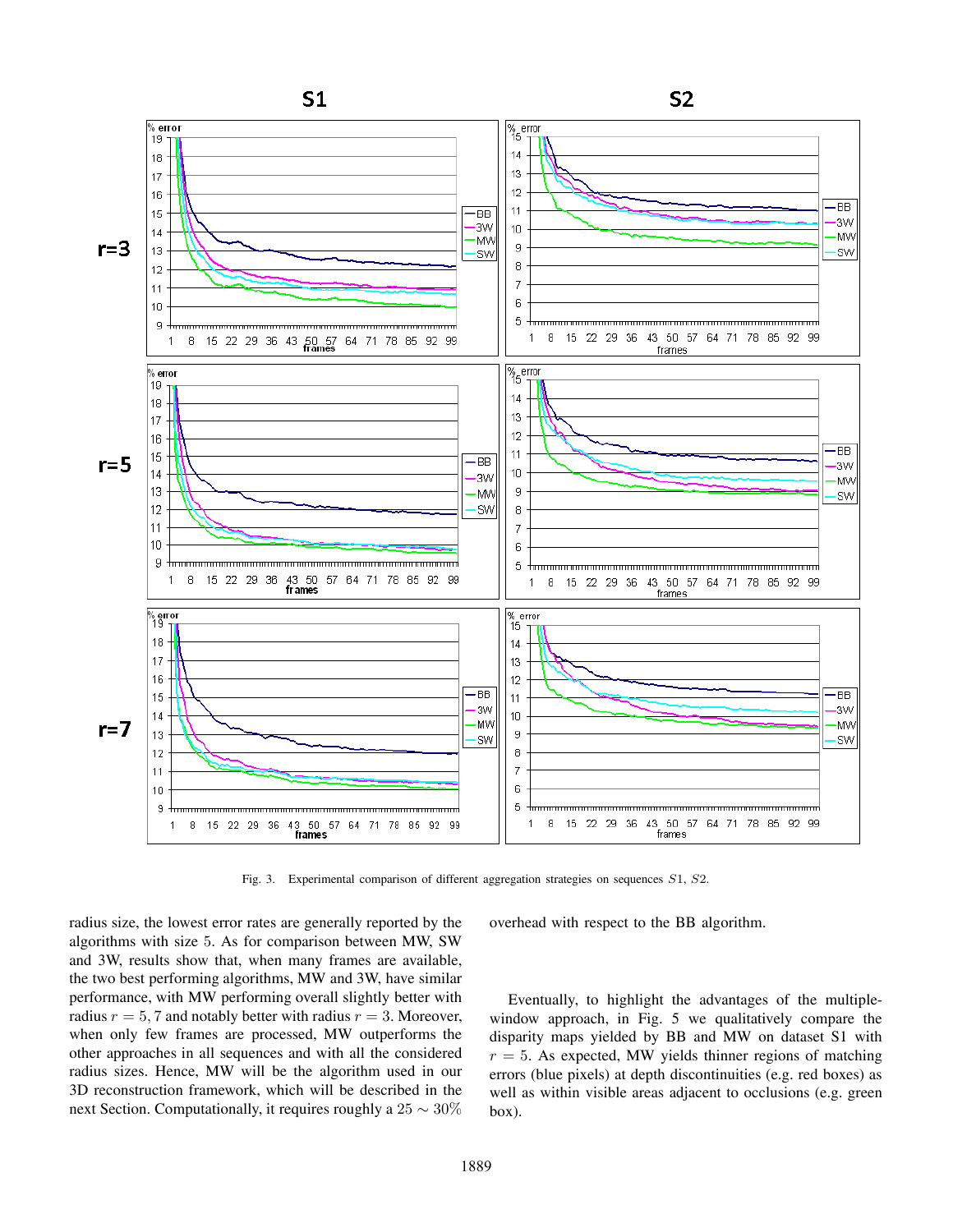S1

S2

r=3

% error

19
18
17
16
15
14
13
12
11
10
9

1 8 15 22 29 36 43 50 57 64 71 78 85 92 99
frames

BB
3W
MW
SW

% error

15
14
13
12
11
10
9
8
7
6
5

1 8 15 22 29 36 43 50 57 64 71 78 85 92 99
frames

BB
3W
MW
SW

r=5

% error

19
18
17
16
15
14
13
12
11
10
9

1 8 15 22 29 36 43 50 57 64 71 78 85 92 99
frames

BB
3W
MW
SW

% error

15
14
13
12
11
10
9
8
7
6
5

1 8 15 22 29 36 43 50 57 64 71 78 85 92 99
frames

BB
3W
MW
SW

r=7

% error

19
18
17
16
15
14
13
12
11
10
9

1 8 15 22 29 36 43 50 57 64 71 78 85 92 99
frames

BB
3W
MW
SW

% error

15
14
13
12
11
10
9
8
7
6
5

1 8 15 22 29 36 43 50 57 64 71 78 85 92 99
frames

BB
3W
MW
SW

Fig. 3. Experimental comparison of different aggregation strategies on sequences $S1$, $S2$.

radius size, the lowest error rates are generally reported by the algorithms with size 5. As for comparison between MW, SW and 3W, results show that, when many frames are available, the two best performing algorithms, MW and 3W, have similar performance, with MW performing overall slightly better with radius $r = 5, 7$ and notably better with radius $r = 3$. Moreover, when only few frames are processed, MW outperforms the other approaches in all sequences and with all the considered radius sizes. Hence, MW will be the algorithm used in our 3D reconstruction framework, which will be described in the next Section. Computationally, it requires roughly a $25 \sim 30\%$ overhead with respect to the BB algorithm.

Eventually, to highlight the advantages of the multiple-window approach, in Fig. 5 we qualitatively compare the disparity maps yielded by BB and MW on dataset S1 with $r = 5$. As expected, MW yields thinner regions of matching errors (blue pixels) at depth discontinuities (e.g. red boxes) as well as within visible areas adjacent to occlusions (e.g. green box).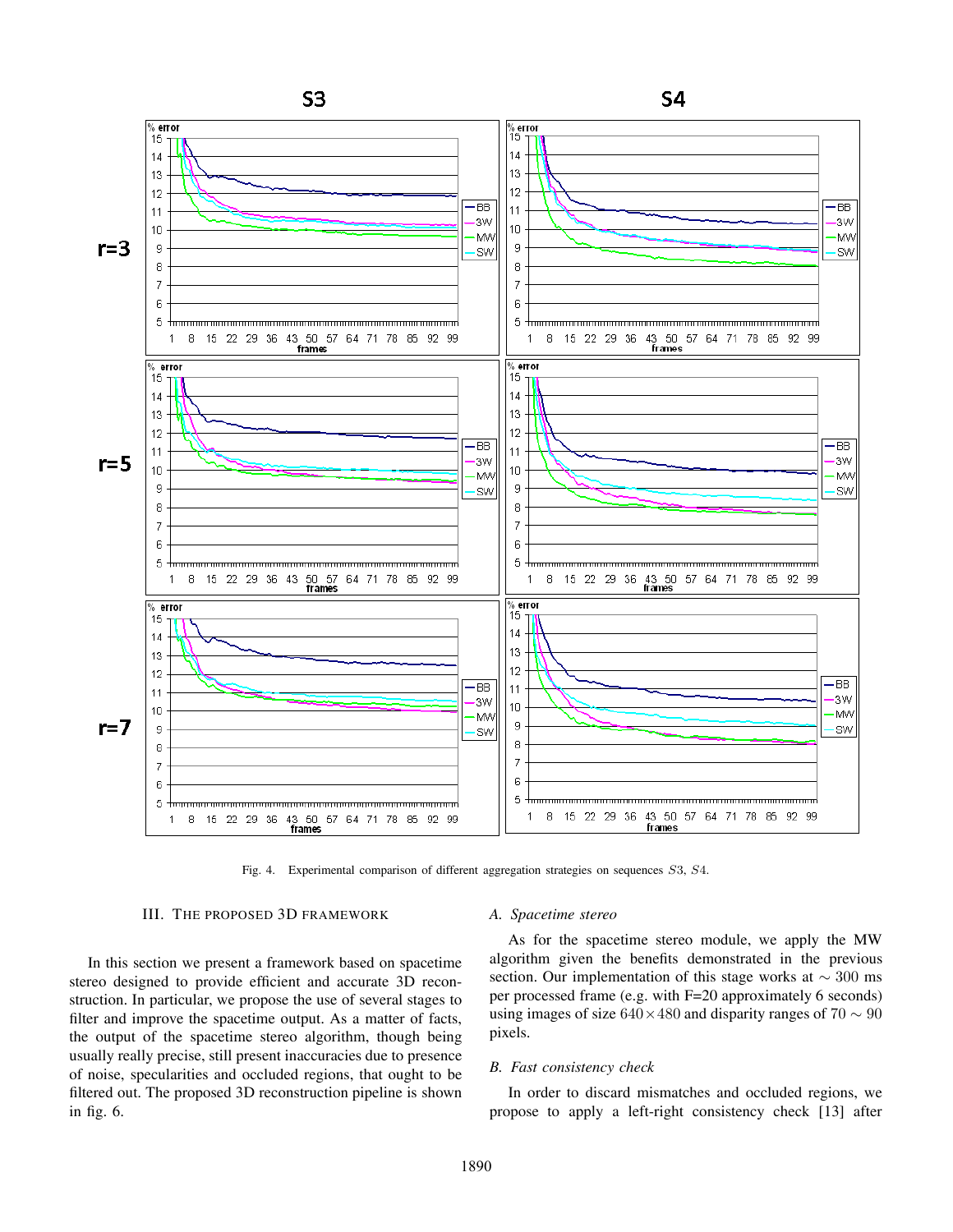S3

S4

r=3

r=5

r=7

% error

15
14
13
12
11
10
9
8
7
6
5

1 8 15 22 29 36 43 50 57 64 71 78 85 92 99
frames

BB
3W
MW
SW

Fig. 4. Experimental comparison of different aggregation strategies on sequences $S3$, $S4$.

## III. The proposed 3D framework

In this section we present a framework based on spacetime stereo designed to provide efficient and accurate 3D reconstruction. In particular, we propose the use of several stages to filter and improve the spacetime output. As a matter of facts, the output of the spacetime stereo algorithm, though being usually really precise, still present inaccuracies due to presence of noise, specularities and occluded regions, that ought to be filtered out. The proposed 3D reconstruction pipeline is shown in fig. 6.

### A. Spacetime stereo

As for the spacetime stereo module, we apply the MW algorithm given the benefits demonstrated in the previous section. Our implementation of this stage works at $\sim 300$ ms per processed frame (e.g. with F=20 approximately 6 seconds) using images of size $640 \times 480$ and disparity ranges of $70 \sim 90$ pixels.

### B. Fast consistency check

In order to discard mismatches and occluded regions, we propose to apply a left-right consistency check [13] after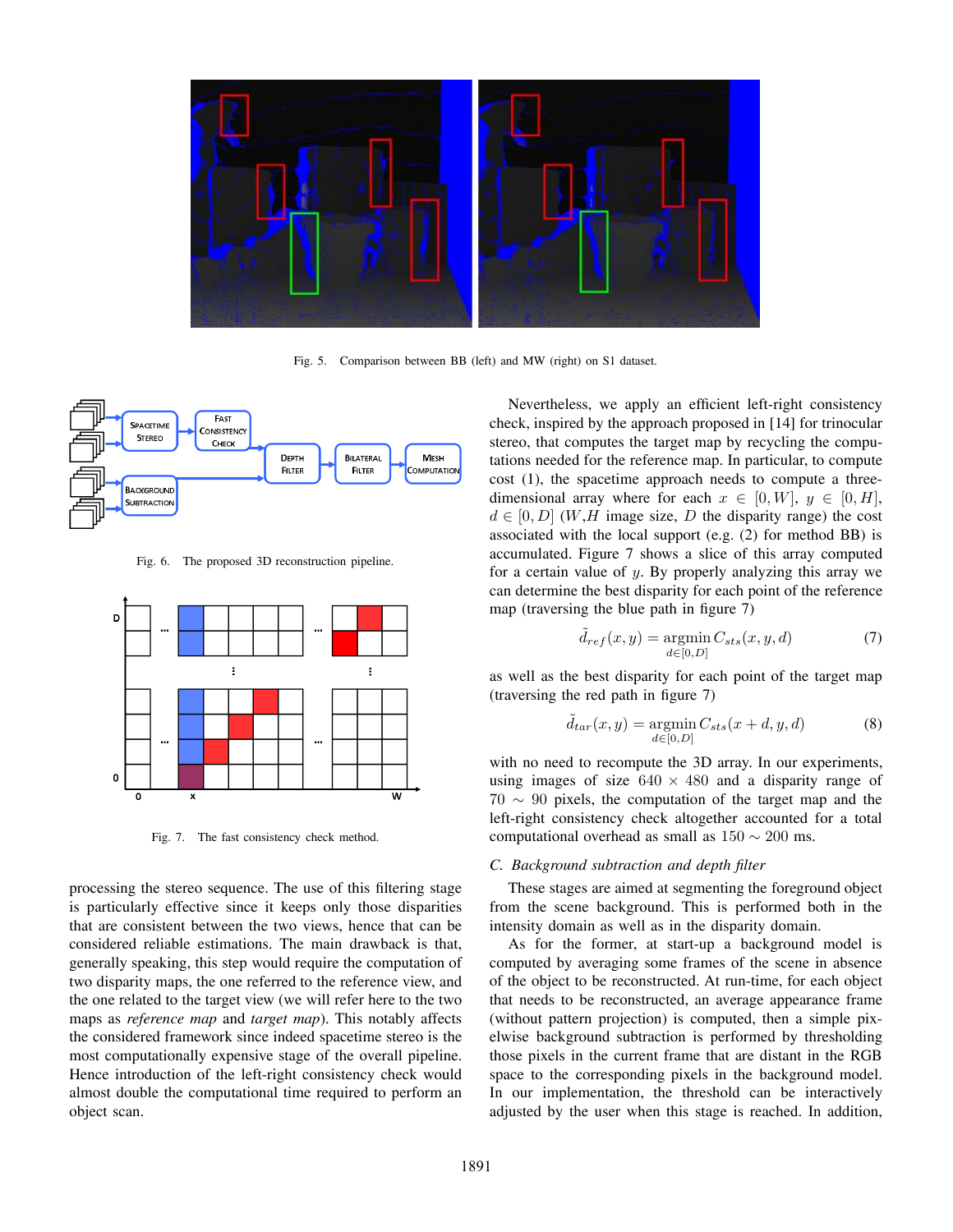Fig. 5. Comparison between BB (left) and MW (right) on S1 dataset.

SPACETIME STEREO

FAST CONSISTENCY CHECK

DEPTH FILTER

BILATERAL FILTER

MESH COMPUTATION

BACKGROUND SUBTRACTION

Fig. 6. The proposed 3D reconstruction pipeline.

D

0

0

x

W

Fig. 7. The fast consistency check method.

processing the stereo sequence. The use of this filtering stage is particularly effective since it keeps only those disparities that are consistent between the two views, hence that can be considered reliable estimations. The main drawback is that, generally speaking, this step would require the computation of two disparity maps, the one referred to the reference view, and the one related to the target view (we will refer here to the two maps as *reference map* and *target map*). This notably affects the considered framework since indeed spacetime stereo is the most computationally expensive stage of the overall pipeline. Hence introduction of the left-right consistency check would almost double the computational time required to perform an object scan.

Nevertheless, we apply an efficient left-right consistency check, inspired by the approach proposed in [14] for trinocular stereo, that computes the target map by recycling the computations needed for the reference map. In particular, to compute cost (1), the spacetime approach needs to compute a three-dimensional array where for each $x \in [0, W]$, $y \in [0, H]$, $d \in [0, D]$ ($W$,$H$ image size, $D$ the disparity range) the cost associated with the local support (e.g. (2) for method BB) is accumulated. Figure 7 shows a slice of this array computed for a certain value of $y$. By properly analyzing this array we can determine the best disparity for each point of the reference map (traversing the blue path in figure 7)

$$\tilde{d}_{ref}(x, y) = \underset{d \in [0,D]}{\operatorname{argmin}}\, C_{sts}(x, y, d) \tag{7}$$

as well as the best disparity for each point of the target map (traversing the red path in figure 7)

$$\tilde{d}_{tar}(x, y) = \underset{d \in [0,D]}{\operatorname{argmin}}\, C_{sts}(x + d, y, d) \tag{8}$$

with no need to recompute the 3D array. In our experiments, using images of size $640 \times 480$ and a disparity range of $70 \sim 90$ pixels, the computation of the target map and the left-right consistency check altogether accounted for a total computational overhead as small as $150 \sim 200$ ms.

### C. Background subtraction and depth filter

These stages are aimed at segmenting the foreground object from the scene background. This is performed both in the intensity domain as well as in the disparity domain.

As for the former, at start-up a background model is computed by averaging some frames of the scene in absence of the object to be reconstructed. At run-time, for each object that needs to be reconstructed, an average appearance frame (without pattern projection) is computed, then a simple pixelwise background subtraction is performed by thresholding those pixels in the current frame that are distant in the RGB space to the corresponding pixels in the background model. In our implementation, the threshold can be interactively adjusted by the user when this stage is reached. In addition,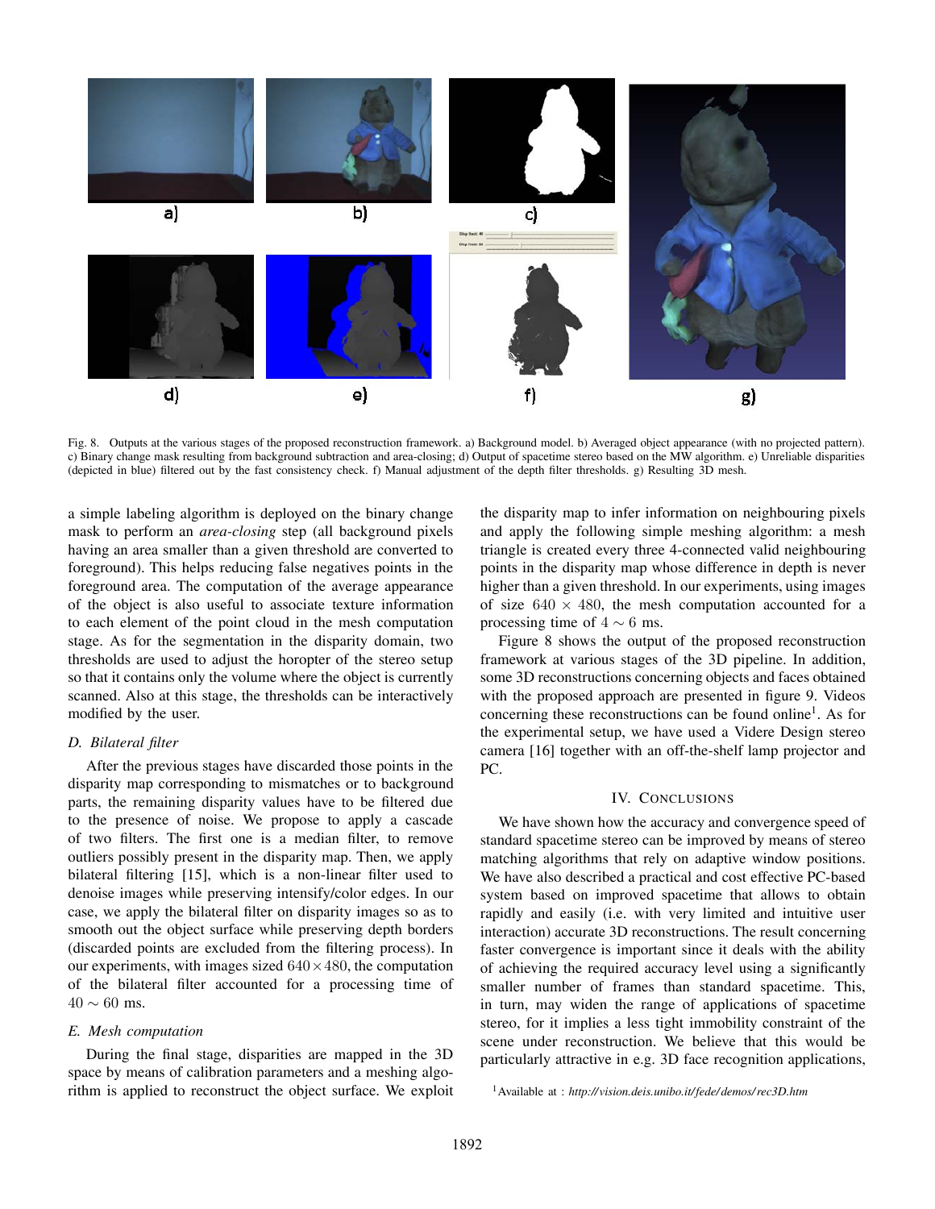a) b) c)

d) e) f) g)

Fig. 8. Outputs at the various stages of the proposed reconstruction framework. a) Background model. b) Averaged object appearance (with no projected pattern). c) Binary change mask resulting from background subtraction and area-closing; d) Output of spacetime stereo based on the MW algorithm. e) Unreliable disparities (depicted in blue) filtered out by the fast consistency check. f) Manual adjustment of the depth filter thresholds. g) Resulting 3D mesh.

a simple labeling algorithm is deployed on the binary change mask to perform an *area-closing* step (all background pixels having an area smaller than a given threshold are converted to foreground). This helps reducing false negatives points in the foreground area. The computation of the average appearance of the object is also useful to associate texture information to each element of the point cloud in the mesh computation stage. As for the segmentation in the disparity domain, two thresholds are used to adjust the horopter of the stereo setup so that it contains only the volume where the object is currently scanned. Also at this stage, the thresholds can be interactively modified by the user.

### *D. Bilateral filter*

After the previous stages have discarded those points in the disparity map corresponding to mismatches or to background parts, the remaining disparity values have to be filtered due to the presence of noise. We propose to apply a cascade of two filters. The first one is a median filter, to remove outliers possibly present in the disparity map. Then, we apply bilateral filtering [15], which is a non-linear filter used to denoise images while preserving intensify/color edges. In our case, we apply the bilateral filter on disparity images so as to smooth out the object surface while preserving depth borders (discarded points are excluded from the filtering process). In our experiments, with images sized $640 \times 480$, the computation of the bilateral filter accounted for a processing time of $40 \sim 60$ ms.

### *E. Mesh computation*

During the final stage, disparities are mapped in the 3D space by means of calibration parameters and a meshing algorithm is applied to reconstruct the object surface. We exploit the disparity map to infer information on neighbouring pixels and apply the following simple meshing algorithm: a mesh triangle is created every three 4-connected valid neighbouring points in the disparity map whose difference in depth is never higher than a given threshold. In our experiments, using images of size $640 \times 480$, the mesh computation accounted for a processing time of $4 \sim 6$ ms.

Figure 8 shows the output of the proposed reconstruction framework at various stages of the 3D pipeline. In addition, some 3D reconstructions concerning objects and faces obtained with the proposed approach are presented in figure 9. Videos concerning these reconstructions can be found online[1]. As for the experimental setup, we have used a Videre Design stereo camera [16] together with an off-the-shelf lamp projector and PC.

## IV. Conclusions

We have shown how the accuracy and convergence speed of standard spacetime stereo can be improved by means of stereo matching algorithms that rely on adaptive window positions. We have also described a practical and cost effective PC-based system based on improved spacetime that allows to obtain rapidly and easily (i.e. with very limited and intuitive user interaction) accurate 3D reconstructions. The result concerning faster convergence is important since it deals with the ability of achieving the required accuracy level using a significantly smaller number of frames than standard spacetime. This, in turn, may widen the range of applications of spacetime stereo, for it implies a less tight immobility constraint of the scene under reconstruction. We believe that this would be particularly attractive in e.g. 3D face recognition applications,

[1] Available at : *http://vision.deis.unibo.it/fede/demos/rec3D.htm*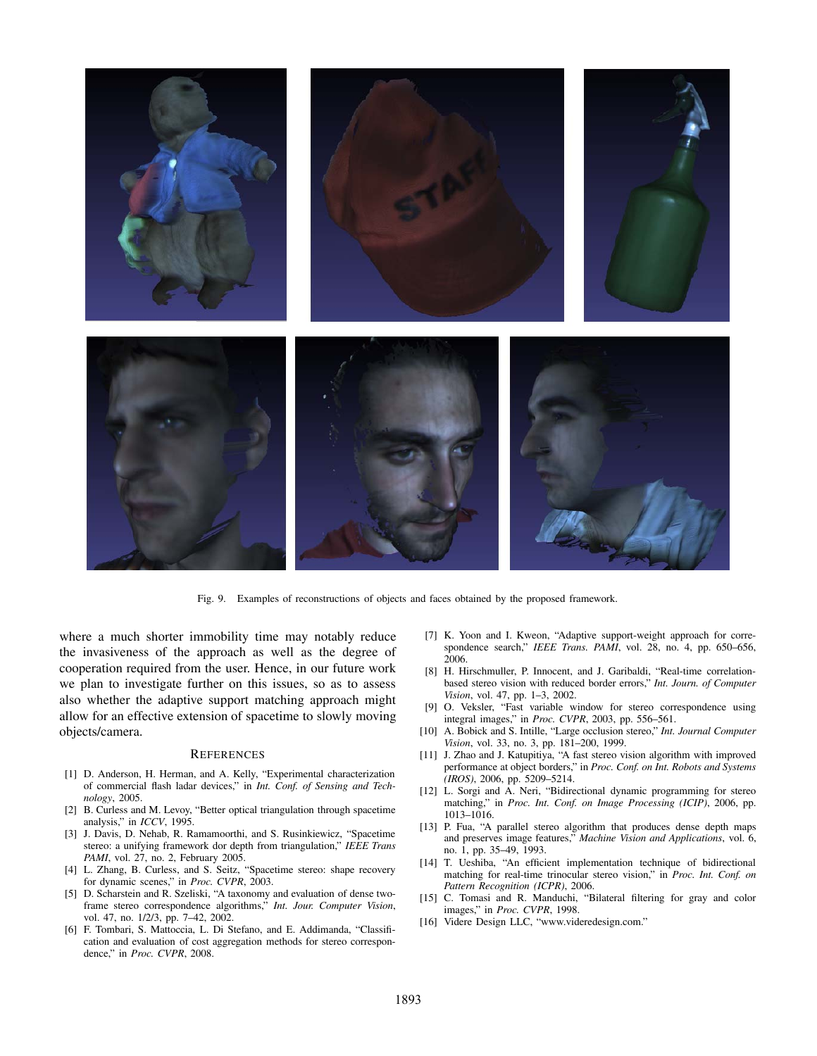Fig. 9. Examples of reconstructions of objects and faces obtained by the proposed framework.

where a much shorter immobility time may notably reduce the invasiveness of the approach as well as the degree of cooperation required from the user. Hence, in our future work we plan to investigate further on this issues, so as to assess also whether the adaptive support matching approach might allow for an effective extension of spacetime to slowly moving objects/camera.

## References

[1] D. Anderson, H. Herman, and A. Kelly, "Experimental characterization of commercial flash ladar devices," in *Int. Conf. of Sensing and Technology*, 2005.

[2] B. Curless and M. Levoy, "Better optical triangulation through spacetime analysis," in *ICCV*, 1995.

[3] J. Davis, D. Nehab, R. Ramamoorthi, and S. Rusinkiewicz, "Spacetime stereo: a unifying framework dor depth from triangulation," *IEEE Trans PAMI*, vol. 27, no. 2, February 2005.

[4] L. Zhang, B. Curless, and S. Seitz, "Spacetime stereo: shape recovery for dynamic scenes," in *Proc. CVPR*, 2003.

[5] D. Scharstein and R. Szeliski, "A taxonomy and evaluation of dense two-frame stereo correspondence algorithms," *Int. Jour. Computer Vision*, vol. 47, no. 1/2/3, pp. 7–42, 2002.

[6] F. Tombari, S. Mattoccia, L. Di Stefano, and E. Addimanda, "Classification and evaluation of cost aggregation methods for stereo correspondence," in *Proc. CVPR*, 2008.

[7] K. Yoon and I. Kweon, "Adaptive support-weight approach for correspondence search," *IEEE Trans. PAMI*, vol. 28, no. 4, pp. 650–656, 2006.

[8] H. Hirschmuller, P. Innocent, and J. Garibaldi, "Real-time correlation-based stereo vision with reduced border errors," *Int. Journ. of Computer Vision*, vol. 47, pp. 1–3, 2002.

[9] O. Veksler, "Fast variable window for stereo correspondence using integral images," in *Proc. CVPR*, 2003, pp. 556–561.

[10] A. Bobick and S. Intille, "Large occlusion stereo," *Int. Journal Computer Vision*, vol. 33, no. 3, pp. 181–200, 1999.

[11] J. Zhao and J. Katupitiya, "A fast stereo vision algorithm with improved performance at object borders," in *Proc. Conf. on Int. Robots and Systems (IROS)*, 2006, pp. 5209–5214.

[12] L. Sorgi and A. Neri, "Bidirectional dynamic programming for stereo matching," in *Proc. Int. Conf. on Image Processing (ICIP)*, 2006, pp. 1013–1016.

[13] P. Fua, "A parallel stereo algorithm that produces dense depth maps and preserves image features," *Machine Vision and Applications*, vol. 6, no. 1, pp. 35–49, 1993.

[14] T. Ueshiba, "An efficient implementation technique of bidirectional matching for real-time trinocular stereo vision," in *Proc. Int. Conf. on Pattern Recognition (ICPR)*, 2006.

[15] C. Tomasi and R. Manduchi, "Bilateral filtering for gray and color images," in *Proc. CVPR*, 1998.

[16] Videre Design LLC, "www.videredesign.com."